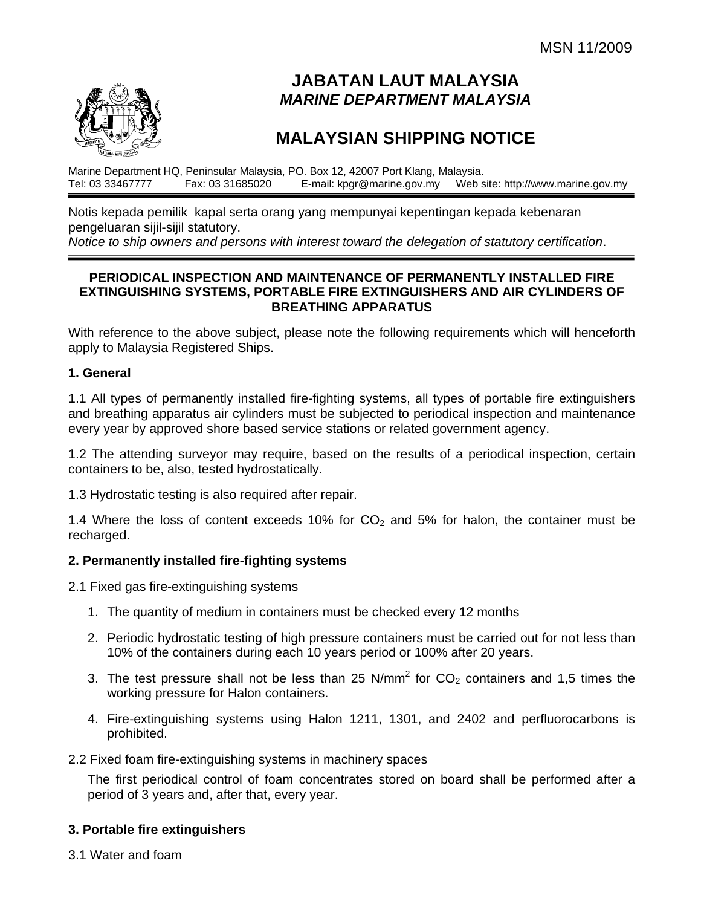MSN 11/2009

# JABATAN LAUT MALAYSIA
## *MARINE DEPARTMENT MALAYSIA*

# MALAYSIAN SHIPPING NOTICE

Marine Department HQ, Peninsular Malaysia, PO. Box 12, 42007 Port Klang, Malaysia.
Tel: 03 33467777 Fax: 03 31685020 E-mail: kpgr@marine.gov.my Web site: http://www.marine.gov.my

---

Notis kepada pemilik kapal serta orang yang mempunyai kepentingan kepada kebenaran pengeluaran sijil-sijil statutory.
*Notice to ship owners and persons with interest toward the delegation of statutory certification*.

---

**PERIODICAL INSPECTION AND MAINTENANCE OF PERMANENTLY INSTALLED FIRE EXTINGUISHING SYSTEMS, PORTABLE FIRE EXTINGUISHERS AND AIR CYLINDERS OF BREATHING APPARATUS**

With reference to the above subject, please note the following requirements which will henceforth apply to Malaysia Registered Ships.

**1. General**

1.1 All types of permanently installed fire-fighting systems, all types of portable fire extinguishers and breathing apparatus air cylinders must be subjected to periodical inspection and maintenance every year by approved shore based service stations or related government agency.

1.2 The attending surveyor may require, based on the results of a periodical inspection, certain containers to be, also, tested hydrostatically.

1.3 Hydrostatic testing is also required after repair.

1.4 Where the loss of content exceeds 10% for $CO_2$ and 5% for halon, the container must be recharged.

**2. Permanently installed fire-fighting systems**

2.1 Fixed gas fire-extinguishing systems

1. The quantity of medium in containers must be checked every 12 months
2. Periodic hydrostatic testing of high pressure containers must be carried out for not less than 10% of the containers during each 10 years period or 100% after 20 years.
3. The test pressure shall not be less than 25 $N/mm^2$ for $CO_2$ containers and 1,5 times the working pressure for Halon containers.
4. Fire-extinguishing systems using Halon 1211, 1301, and 2402 and perfluorocarbons is prohibited.

2.2 Fixed foam fire-extinguishing systems in machinery spaces

The first periodical control of foam concentrates stored on board shall be performed after a period of 3 years and, after that, every year.

**3. Portable fire extinguishers**

3.1 Water and foam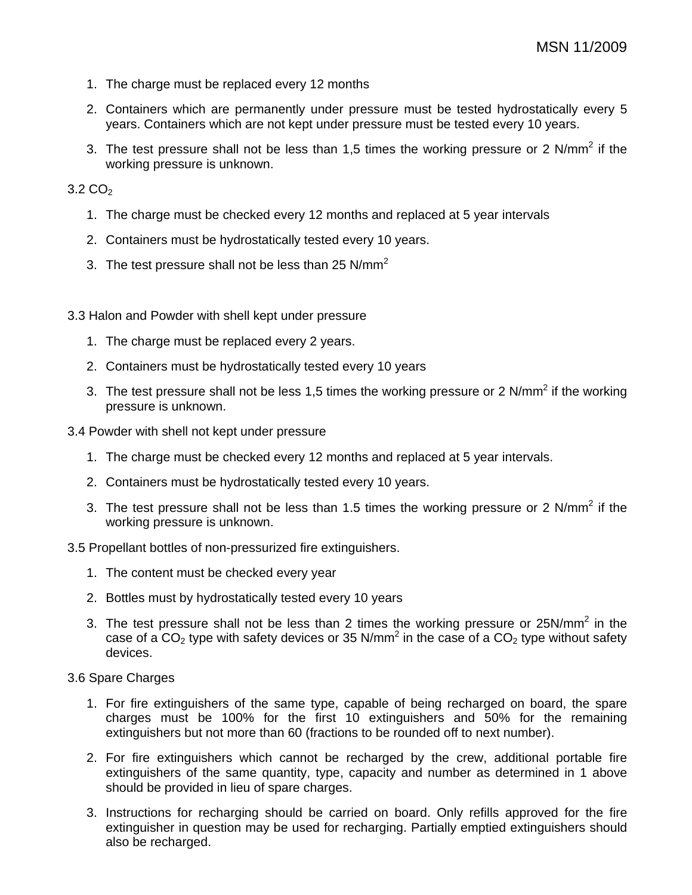1. The charge must be replaced every 12 months
2. Containers which are permanently under pressure must be tested hydrostatically every 5 years. Containers which are not kept under pressure must be tested every 10 years.
3. The test pressure shall not be less than 1,5 times the working pressure or 2 N/mm$^2$ if the working pressure is unknown.

3.2 $CO_2$

1. The charge must be checked every 12 months and replaced at 5 year intervals
2. Containers must be hydrostatically tested every 10 years.
3. The test pressure shall not be less than 25 N/mm$^2$

3.3 Halon and Powder with shell kept under pressure

1. The charge must be replaced every 2 years.
2. Containers must be hydrostatically tested every 10 years
3. The test pressure shall not be less 1,5 times the working pressure or 2 N/mm$^2$ if the working pressure is unknown.

3.4 Powder with shell not kept under pressure

1. The charge must be checked every 12 months and replaced at 5 year intervals.
2. Containers must be hydrostatically tested every 10 years.
3. The test pressure shall not be less than 1.5 times the working pressure or 2 N/mm$^2$ if the working pressure is unknown.

3.5 Propellant bottles of non-pressurized fire extinguishers.

1. The content must be checked every year
2. Bottles must by hydrostatically tested every 10 years
3. The test pressure shall not be less than 2 times the working pressure or 25N/mm$^2$ in the case of a $CO_2$ type with safety devices or 35 N/mm$^2$ in the case of a $CO_2$ type without safety devices.

3.6 Spare Charges

1. For fire extinguishers of the same type, capable of being recharged on board, the spare charges must be 100% for the first 10 extinguishers and 50% for the remaining extinguishers but not more than 60 (fractions to be rounded off to next number).
2. For fire extinguishers which cannot be recharged by the crew, additional portable fire extinguishers of the same quantity, type, capacity and number as determined in 1 above should be provided in lieu of spare charges.
3. Instructions for recharging should be carried on board. Only refills approved for the fire extinguisher in question may be used for recharging. Partially emptied extinguishers should also be recharged.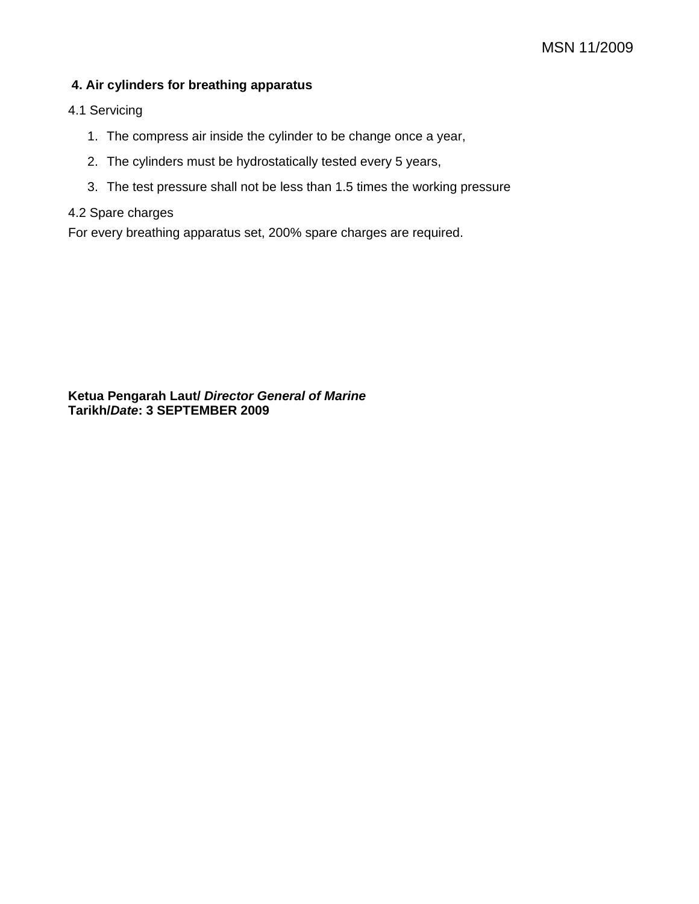**4. Air cylinders for breathing apparatus**

4.1 Servicing

1. The compress air inside the cylinder to be change once a year,
2. The cylinders must be hydrostatically tested every 5 years,
3. The test pressure shall not be less than 1.5 times the working pressure

4.2 Spare charges

For every breathing apparatus set, 200% spare charges are required.

**Ketua Pengarah Laut/ *Director General of Marine***
**Tarikh/*Date*: 3 SEPTEMBER 2009**